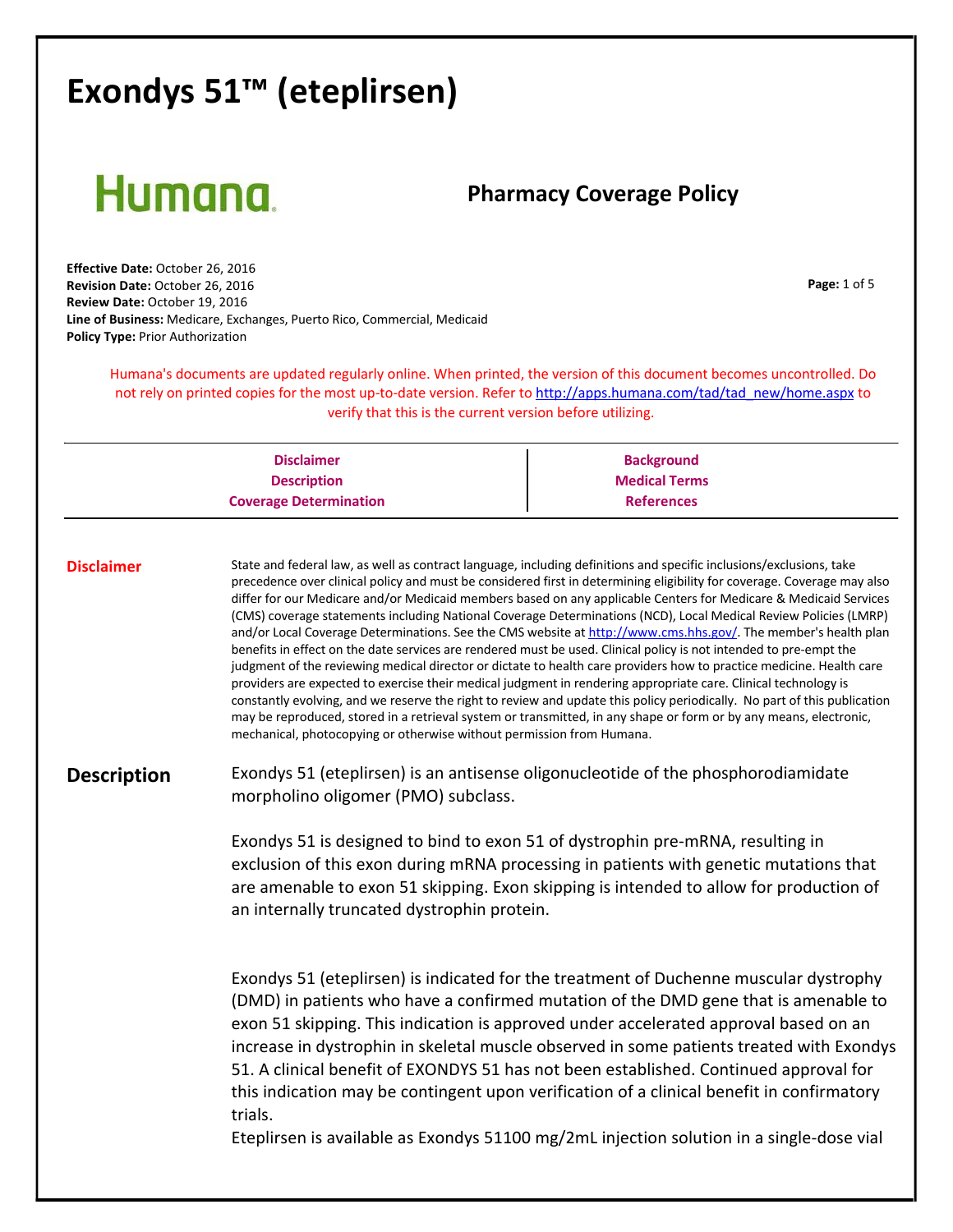# Exondys 51™ (eteplirsen)

Humana

## Pharmacy Coverage Policy

**Effective Date:** October 26, 2016
**Revision Date:** October 26, 2016
**Review Date:** October 19, 2016
**Line of Business:** Medicare, Exchanges, Puerto Rico, Commercial, Medicaid
**Policy Type:** Prior Authorization

Humana's documents are updated regularly online. When printed, the version of this document becomes uncontrolled. Do not rely on printed copies for the most up-to-date version. Refer to http://apps.humana.com/tad/tad_new/home.aspx to verify that this is the current version before utilizing.

| | |
|---|---|
| Disclaimer | Background |
| Description | Medical Terms |
| Coverage Determination | References |

## Disclaimer

State and federal law, as well as contract language, including definitions and specific inclusions/exclusions, take precedence over clinical policy and must be considered first in determining eligibility for coverage. Coverage may also differ for our Medicare and/or Medicaid members based on any applicable Centers for Medicare & Medicaid Services (CMS) coverage statements including National Coverage Determinations (NCD), Local Medical Review Policies (LMRP) and/or Local Coverage Determinations. See the CMS website at http://www.cms.hhs.gov/. The member's health plan benefits in effect on the date services are rendered must be used. Clinical policy is not intended to pre-empt the judgment of the reviewing medical director or dictate to health care providers how to practice medicine. Health care providers are expected to exercise their medical judgment in rendering appropriate care. Clinical technology is constantly evolving, and we reserve the right to review and update this policy periodically. No part of this publication may be reproduced, stored in a retrieval system or transmitted, in any shape or form or by any means, electronic, mechanical, photocopying or otherwise without permission from Humana.

## Description

Exondys 51 (eteplirsen) is an antisense oligonucleotide of the phosphorodiamidate morpholino oligomer (PMO) subclass.

Exondys 51 is designed to bind to exon 51 of dystrophin pre-mRNA, resulting in exclusion of this exon during mRNA processing in patients with genetic mutations that are amenable to exon 51 skipping. Exon skipping is intended to allow for production of an internally truncated dystrophin protein.

Exondys 51 (eteplirsen) is indicated for the treatment of Duchenne muscular dystrophy (DMD) in patients who have a confirmed mutation of the DMD gene that is amenable to exon 51 skipping. This indication is approved under accelerated approval based on an increase in dystrophin in skeletal muscle observed in some patients treated with Exondys 51. A clinical benefit of EXONDYS 51 has not been established. Continued approval for this indication may be contingent upon verification of a clinical benefit in confirmatory trials.
Eteplirsen is available as Exondys 51100 mg/2mL injection solution in a single-dose vial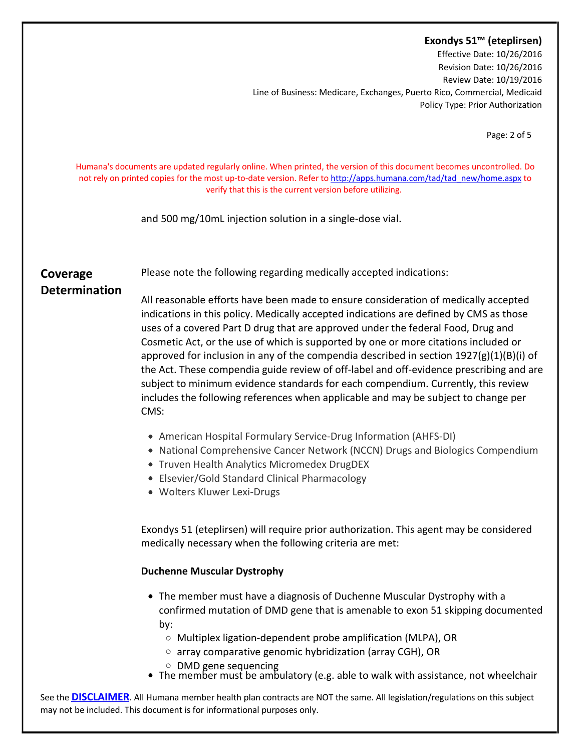and 500 mg/10mL injection solution in a single-dose vial.

## Coverage Determination

Please note the following regarding medically accepted indications:

All reasonable efforts have been made to ensure consideration of medically accepted indications in this policy. Medically accepted indications are defined by CMS as those uses of a covered Part D drug that are approved under the federal Food, Drug and Cosmetic Act, or the use of which is supported by one or more citations included or approved for inclusion in any of the compendia described in section 1927(g)(1)(B)(i) of the Act. These compendia guide review of off-label and off-evidence prescribing and are subject to minimum evidence standards for each compendium. Currently, this review includes the following references when applicable and may be subject to change per CMS:

- American Hospital Formulary Service-Drug Information (AHFS-DI)
- National Comprehensive Cancer Network (NCCN) Drugs and Biologics Compendium
- Truven Health Analytics Micromedex DrugDEX
- Elsevier/Gold Standard Clinical Pharmacology
- Wolters Kluwer Lexi-Drugs

Exondys 51 (eteplirsen) will require prior authorization. This agent may be considered medically necessary when the following criteria are met:

**Duchenne Muscular Dystrophy**

- The member must have a diagnosis of Duchenne Muscular Dystrophy with a confirmed mutation of DMD gene that is amenable to exon 51 skipping documented by:
  - Multiplex ligation-dependent probe amplification (MLPA), OR
  - array comparative genomic hybridization (array CGH), OR
  - DMD gene sequencing
- The member must be ambulatory (e.g. able to walk with assistance, not wheelchair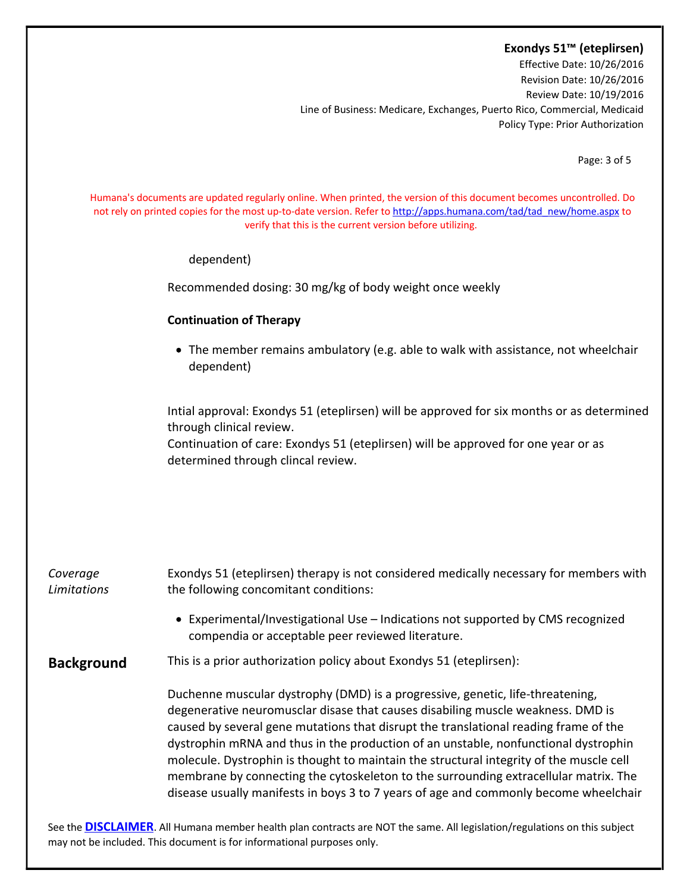dependent)

Recommended dosing: 30 mg/kg of body weight once weekly

**Continuation of Therapy**

- The member remains ambulatory (e.g. able to walk with assistance, not wheelchair dependent)

Intial approval: Exondys 51 (eteplirsen) will be approved for six months or as determined through clinical review.
Continuation of care: Exondys 51 (eteplirsen) will be approved for one year or as determined through clincal review.

*Coverage Limitations*

Exondys 51 (eteplirsen) therapy is not considered medically necessary for members with the following concomitant conditions:

- Experimental/Investigational Use – Indications not supported by CMS recognized compendia or acceptable peer reviewed literature.

## Background

This is a prior authorization policy about Exondys 51 (eteplirsen):

Duchenne muscular dystrophy (DMD) is a progressive, genetic, life-threatening, degenerative neuromuscular disase that causes disabling muscle weakness. DMD is caused by several gene mutations that disrupt the translational reading frame of the dystrophin mRNA and thus in the production of an unstable, nonfunctional dystrophin molecule. Dystrophin is thought to maintain the structural integrity of the muscle cell membrane by connecting the cytoskeleton to the surrounding extracellular matrix. The disease usually manifests in boys 3 to 7 years of age and commonly become wheelchair

See the **DISCLAIMER**. All Humana member health plan contracts are NOT the same. All legislation/regulations on this subject may not be included. This document is for informational purposes only.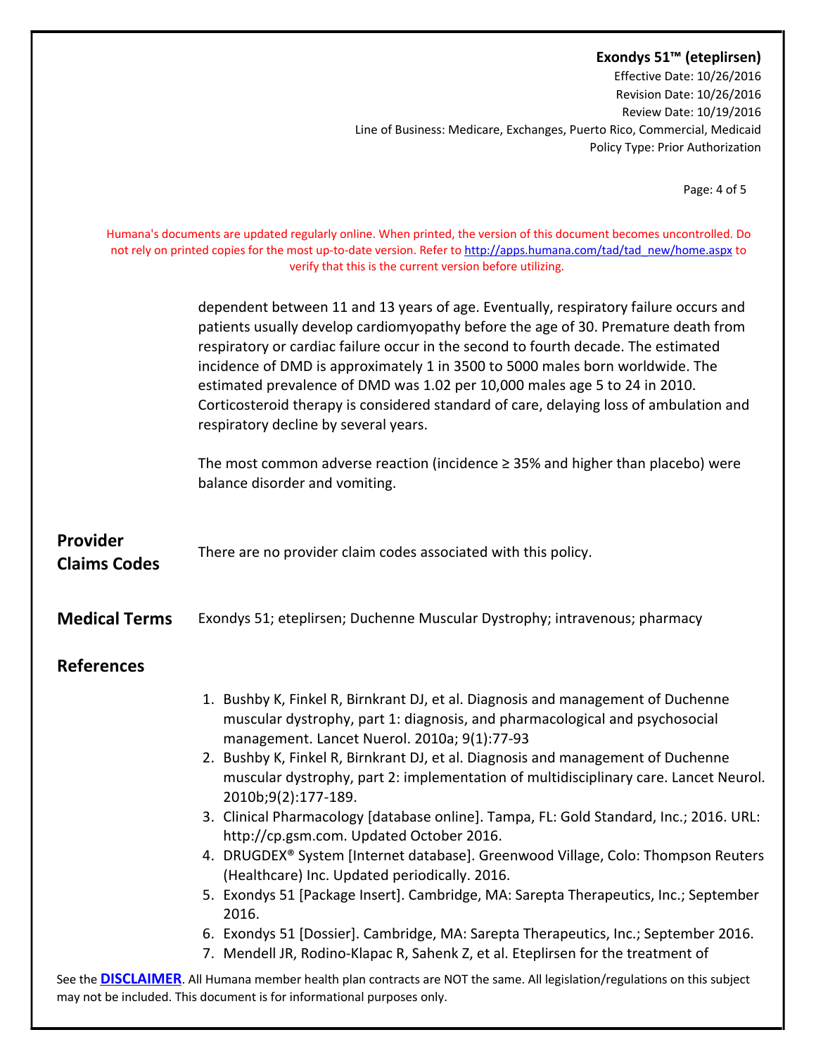dependent between 11 and 13 years of age. Eventually, respiratory failure occurs and patients usually develop cardiomyopathy before the age of 30. Premature death from respiratory or cardiac failure occur in the second to fourth decade. The estimated incidence of DMD is approximately 1 in 3500 to 5000 males born worldwide. The estimated prevalence of DMD was 1.02 per 10,000 males age 5 to 24 in 2010. Corticosteroid therapy is considered standard of care, delaying loss of ambulation and respiratory decline by several years.

The most common adverse reaction (incidence ≥ 35% and higher than placebo) were balance disorder and vomiting.

## Provider Claims Codes

There are no provider claim codes associated with this policy.

## Medical Terms

Exondys 51; eteplirsen; Duchenne Muscular Dystrophy; intravenous; pharmacy

## References

1. Bushby K, Finkel R, Birnkrant DJ, et al. Diagnosis and management of Duchenne muscular dystrophy, part 1: diagnosis, and pharmacological and psychosocial management. Lancet Nuerol. 2010a; 9(1):77-93
2. Bushby K, Finkel R, Birnkrant DJ, et al. Diagnosis and management of Duchenne muscular dystrophy, part 2: implementation of multidisciplinary care. Lancet Neurol. 2010b;9(2):177-189.
3. Clinical Pharmacology [database online]. Tampa, FL: Gold Standard, Inc.; 2016. URL: http://cp.gsm.com. Updated October 2016.
4. DRUGDEX® System [Internet database]. Greenwood Village, Colo: Thompson Reuters (Healthcare) Inc. Updated periodically. 2016.
5. Exondys 51 [Package Insert]. Cambridge, MA: Sarepta Therapeutics, Inc.; September 2016.
6. Exondys 51 [Dossier]. Cambridge, MA: Sarepta Therapeutics, Inc.; September 2016.
7. Mendell JR, Rodino-Klapac R, Sahenk Z, et al. Eteplirsen for the treatment of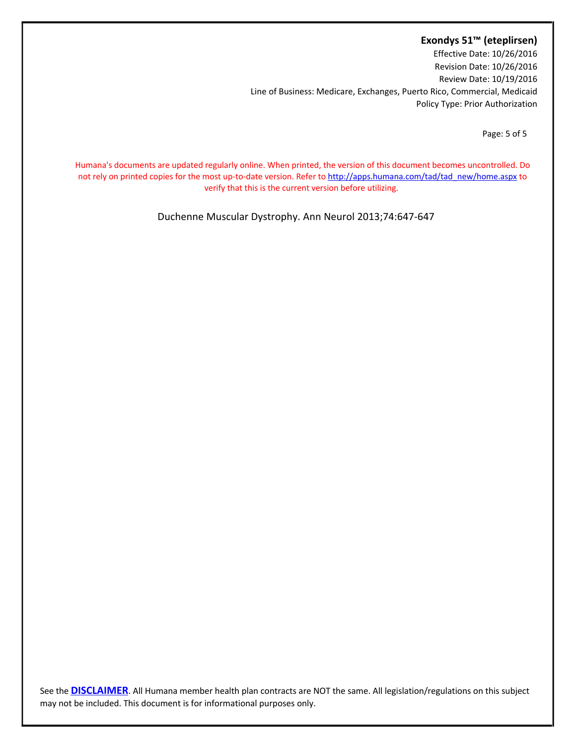Duchenne Muscular Dystrophy. Ann Neurol 2013;74:647-647